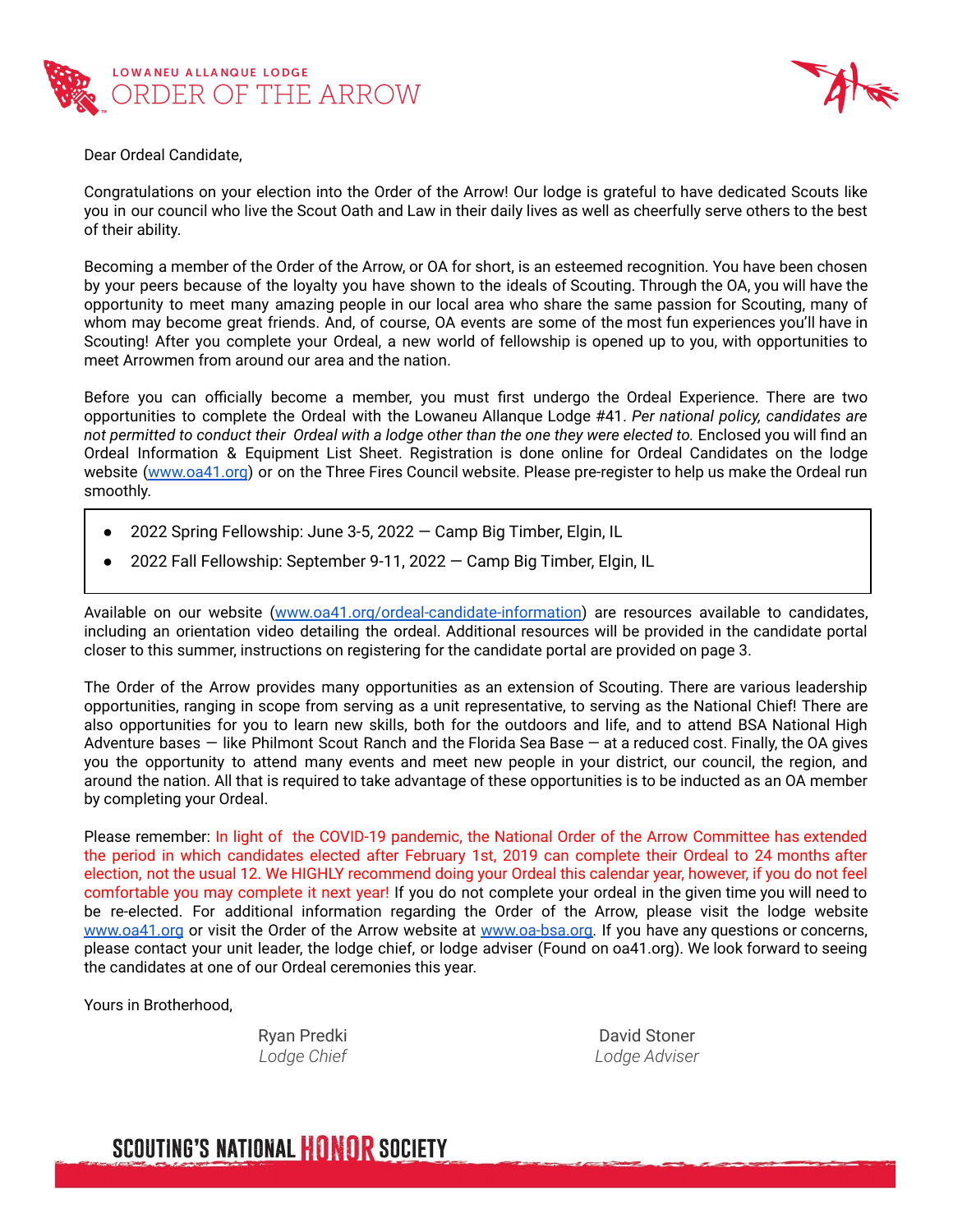LOWANEU ALLANQUE LODGE

# ORDER OF THE ARROW

Dear Ordeal Candidate,

Congratulations on your election into the Order of the Arrow! Our lodge is grateful to have dedicated Scouts like you in our council who live the Scout Oath and Law in their daily lives as well as cheerfully serve others to the best of their ability.

Becoming a member of the Order of the Arrow, or OA for short, is an esteemed recognition. You have been chosen by your peers because of the loyalty you have shown to the ideals of Scouting. Through the OA, you will have the opportunity to meet many amazing people in our local area who share the same passion for Scouting, many of whom may become great friends. And, of course, OA events are some of the most fun experiences you'll have in Scouting! After you complete your Ordeal, a new world of fellowship is opened up to you, with opportunities to meet Arrowmen from around our area and the nation.

Before you can officially become a member, you must first undergo the Ordeal Experience. There are two opportunities to complete the Ordeal with the Lowaneu Allanque Lodge #41. *Per national policy, candidates are not permitted to conduct their Ordeal with a lodge other than the one they were elected to.* Enclosed you will find an Ordeal Information & Equipment List Sheet. Registration is done online for Ordeal Candidates on the lodge website ([www.oa41.org](www.oa41.org)) or on the Three Fires Council website. Please pre-register to help us make the Ordeal run smoothly.

- 2022 Spring Fellowship: June 3-5, 2022 — Camp Big Timber, Elgin, IL
- 2022 Fall Fellowship: September 9-11, 2022 — Camp Big Timber, Elgin, IL

Available on our website ([www.oa41.org/ordeal-candidate-information](www.oa41.org/ordeal-candidate-information)) are resources available to candidates, including an orientation video detailing the ordeal. Additional resources will be provided in the candidate portal closer to this summer, instructions on registering for the candidate portal are provided on page 3.

The Order of the Arrow provides many opportunities as an extension of Scouting. There are various leadership opportunities, ranging in scope from serving as a unit representative, to serving as the National Chief! There are also opportunities for you to learn new skills, both for the outdoors and life, and to attend BSA National High Adventure bases — like Philmont Scout Ranch and the Florida Sea Base — at a reduced cost. Finally, the OA gives you the opportunity to attend many events and meet new people in your district, our council, the region, and around the nation. All that is required to take advantage of these opportunities is to be inducted as an OA member by completing your Ordeal.

Please remember: In light of the COVID-19 pandemic, the National Order of the Arrow Committee has extended the period in which candidates elected after February 1st, 2019 can complete their Ordeal to 24 months after election, not the usual 12. We HIGHLY recommend doing your Ordeal this calendar year, however, if you do not feel comfortable you may complete it next year! If you do not complete your ordeal in the given time you will need to be re-elected. For additional information regarding the Order of the Arrow, please visit the lodge website [www.oa41.org](www.oa41.org) or visit the Order of the Arrow website at [www.oa-bsa.org](www.oa-bsa.org). If you have any questions or concerns, please contact your unit leader, the lodge chief, or lodge adviser (Found on oa41.org). We look forward to seeing the candidates at one of our Ordeal ceremonies this year.

Yours in Brotherhood,

Ryan Predki
*Lodge Chief*

David Stoner
*Lodge Adviser*

SCOUTING'S NATIONAL HONOR SOCIETY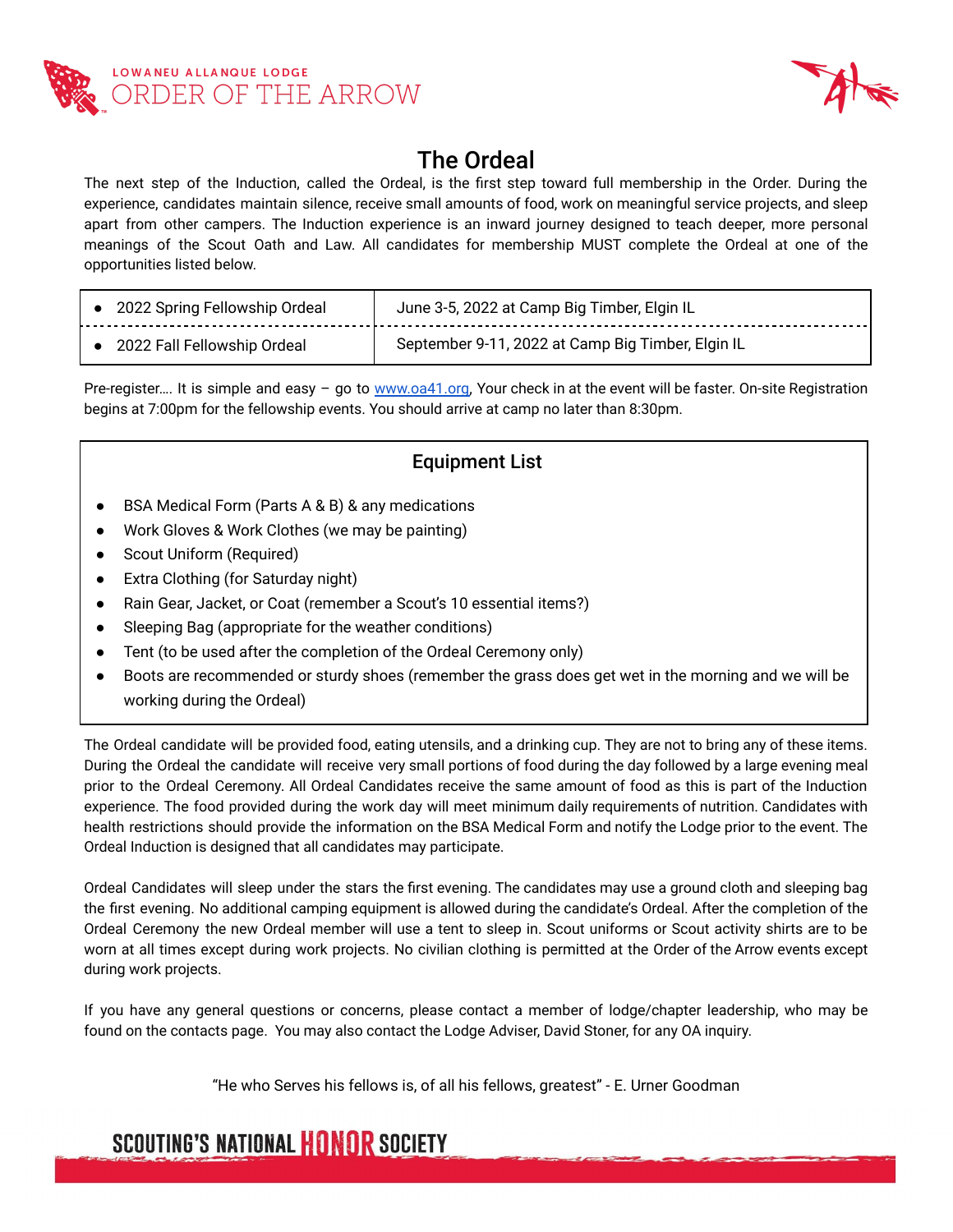LOWANEU ALLANQUE LODGE
ORDER OF THE ARROW

# The Ordeal

The next step of the Induction, called the Ordeal, is the first step toward full membership in the Order. During the experience, candidates maintain silence, receive small amounts of food, work on meaningful service projects, and sleep apart from other campers. The Induction experience is an inward journey designed to teach deeper, more personal meanings of the Scout Oath and Law. All candidates for membership MUST complete the Ordeal at one of the opportunities listed below.

| | |
|---|---|
| • 2022 Spring Fellowship Ordeal | June 3-5, 2022 at Camp Big Timber, Elgin IL |
| • 2022 Fall Fellowship Ordeal | September 9-11, 2022 at Camp Big Timber, Elgin IL |

Pre-register…. It is simple and easy – go to [www.oa41.org](www.oa41.org), Your check in at the event will be faster. On-site Registration begins at 7:00pm for the fellowship events. You should arrive at camp no later than 8:30pm.

## Equipment List

- BSA Medical Form (Parts A & B) & any medications
- Work Gloves & Work Clothes (we may be painting)
- Scout Uniform (Required)
- Extra Clothing (for Saturday night)
- Rain Gear, Jacket, or Coat (remember a Scout's 10 essential items?)
- Sleeping Bag (appropriate for the weather conditions)
- Tent (to be used after the completion of the Ordeal Ceremony only)
- Boots are recommended or sturdy shoes (remember the grass does get wet in the morning and we will be working during the Ordeal)

The Ordeal candidate will be provided food, eating utensils, and a drinking cup. They are not to bring any of these items. During the Ordeal the candidate will receive very small portions of food during the day followed by a large evening meal prior to the Ordeal Ceremony. All Ordeal Candidates receive the same amount of food as this is part of the Induction experience. The food provided during the work day will meet minimum daily requirements of nutrition. Candidates with health restrictions should provide the information on the BSA Medical Form and notify the Lodge prior to the event. The Ordeal Induction is designed that all candidates may participate.

Ordeal Candidates will sleep under the stars the first evening. The candidates may use a ground cloth and sleeping bag the first evening. No additional camping equipment is allowed during the candidate's Ordeal. After the completion of the Ordeal Ceremony the new Ordeal member will use a tent to sleep in. Scout uniforms or Scout activity shirts are to be worn at all times except during work projects. No civilian clothing is permitted at the Order of the Arrow events except during work projects.

If you have any general questions or concerns, please contact a member of lodge/chapter leadership, who may be found on the contacts page. You may also contact the Lodge Adviser, David Stoner, for any OA inquiry.

"He who Serves his fellows is, of all his fellows, greatest" - E. Urner Goodman

SCOUTING'S NATIONAL HONOR SOCIETY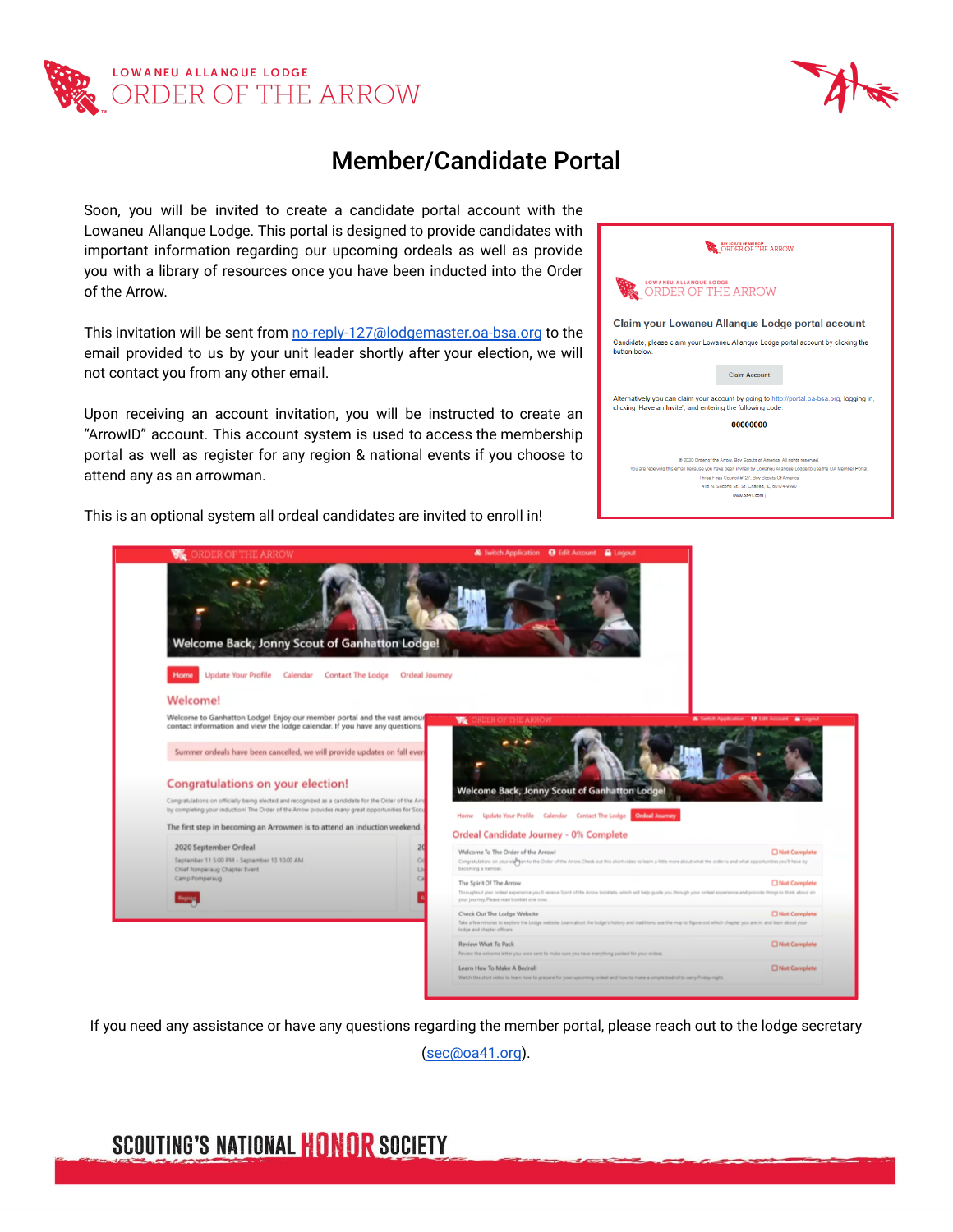LOWANEU ALLANQUE LODGE
ORDER OF THE ARROW

# Member/Candidate Portal

Soon, you will be invited to create a candidate portal account with the Lowaneu Allanque Lodge. This portal is designed to provide candidates with important information regarding our upcoming ordeals as well as provide you with a library of resources once you have been inducted into the Order of the Arrow.

This invitation will be sent from no-reply-127@lodgemaster.oa-bsa.org to the email provided to us by your unit leader shortly after your election, we will not contact you from any other email.

Upon receiving an account invitation, you will be instructed to create an "ArrowID" account. This account system is used to access the membership portal as well as register for any region & national events if you choose to attend any as an arrowman.

This is an optional system all ordeal candidates are invited to enroll in!

If you need any assistance or have any questions regarding the member portal, please reach out to the lodge secretary (sec@oa41.org).

SCOUTING'S NATIONAL HONOR SOCIETY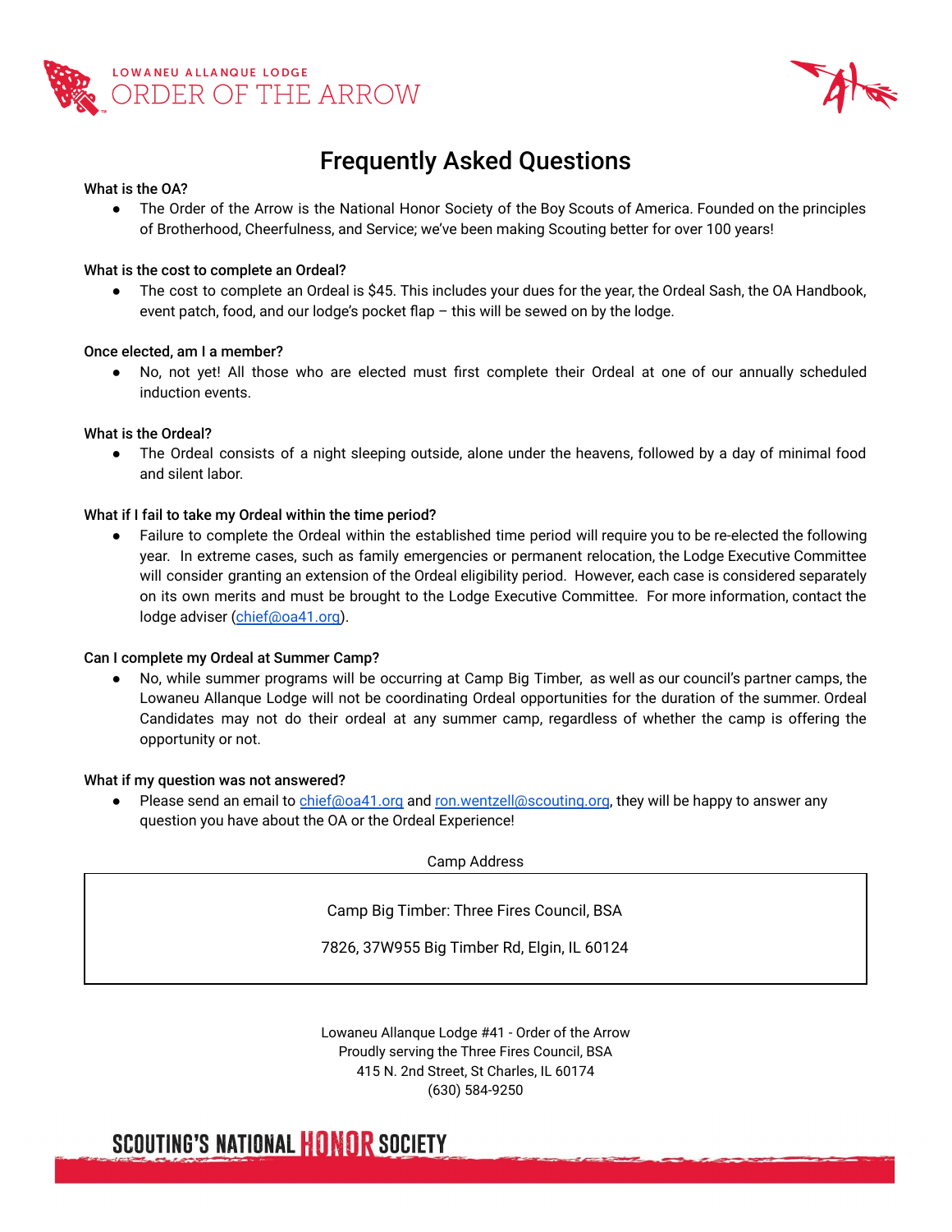LOWANEU ALLANQUE LODGE
ORDER OF THE ARROW

# Frequently Asked Questions

**What is the OA?**

- The Order of the Arrow is the National Honor Society of the Boy Scouts of America. Founded on the principles of Brotherhood, Cheerfulness, and Service; we've been making Scouting better for over 100 years!

**What is the cost to complete an Ordeal?**

- The cost to complete an Ordeal is $45. This includes your dues for the year, the Ordeal Sash, the OA Handbook, event patch, food, and our lodge's pocket flap – this will be sewed on by the lodge.

**Once elected, am I a member?**

- No, not yet! All those who are elected must first complete their Ordeal at one of our annually scheduled induction events.

**What is the Ordeal?**

- The Ordeal consists of a night sleeping outside, alone under the heavens, followed by a day of minimal food and silent labor.

**What if I fail to take my Ordeal within the time period?**

- Failure to complete the Ordeal within the established time period will require you to be re-elected the following year. In extreme cases, such as family emergencies or permanent relocation, the Lodge Executive Committee will consider granting an extension of the Ordeal eligibility period. However, each case is considered separately on its own merits and must be brought to the Lodge Executive Committee. For more information, contact the lodge adviser (chief@oa41.org).

**Can I complete my Ordeal at Summer Camp?**

- No, while summer programs will be occurring at Camp Big Timber, as well as our council's partner camps, the Lowaneu Allanque Lodge will not be coordinating Ordeal opportunities for the duration of the summer. Ordeal Candidates may not do their ordeal at any summer camp, regardless of whether the camp is offering the opportunity or not.

**What if my question was not answered?**

- Please send an email to chief@oa41.org and ron.wentzell@scouting.org, they will be happy to answer any question you have about the OA or the Ordeal Experience!

Camp Address

| |
|---|
| Camp Big Timber: Three Fires Council, BSA |
| 7826, 37W955 Big Timber Rd, Elgin, IL 60124 |

Lowaneu Allanque Lodge #41 - Order of the Arrow
Proudly serving the Three Fires Council, BSA
415 N. 2nd Street, St Charles, IL 60174
(630) 584-9250

SCOUTING'S NATIONAL HONOR SOCIETY